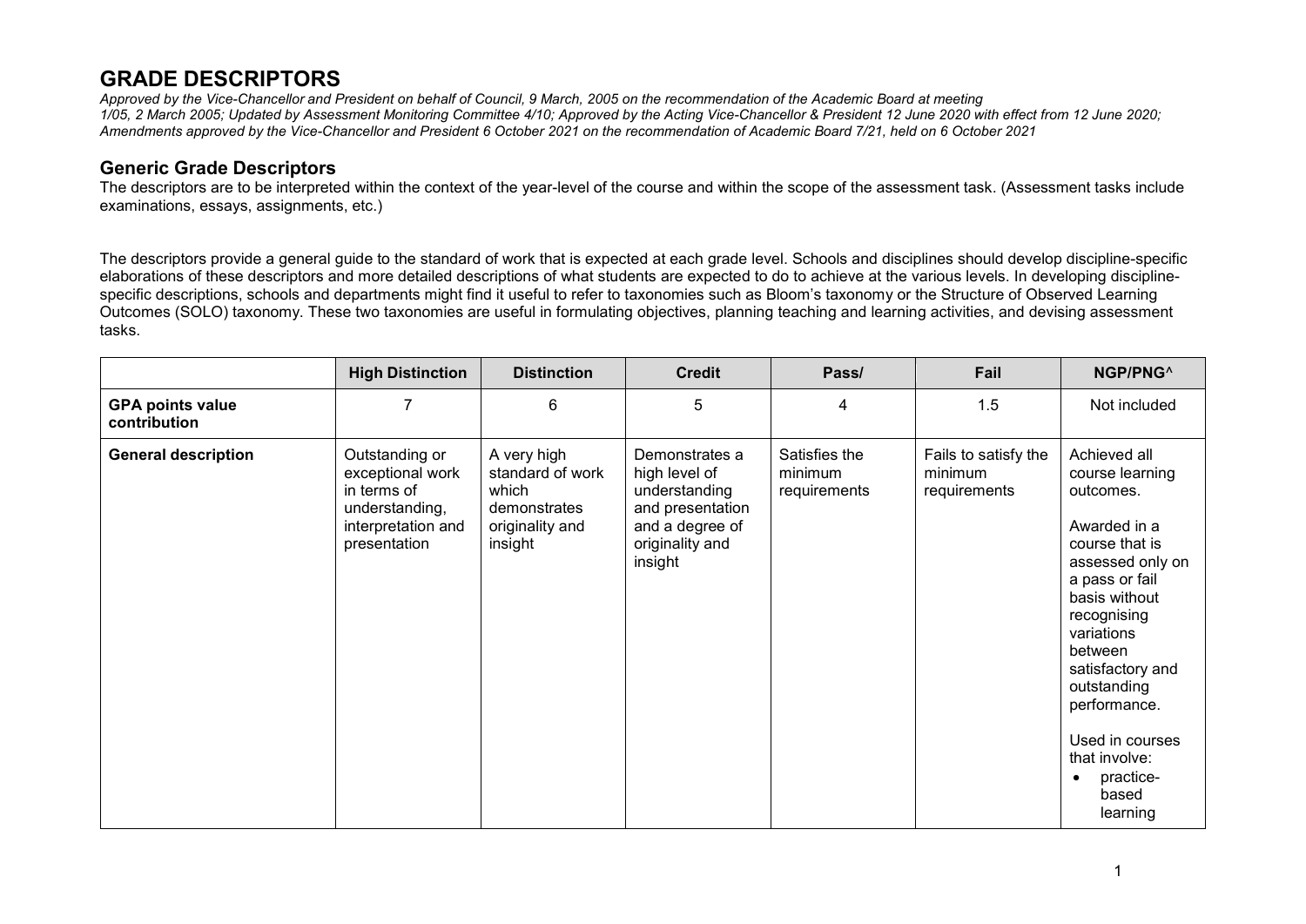# GRADE DESCRIPTORS

*Approved by the Vice-Chancellor and President on behalf of Council, 9 March, 2005 on the recommendation of the Academic Board at meeting 1/05, 2 March 2005; Updated by Assessment Monitoring Committee 4/10; Approved by the Acting Vice-Chancellor & President 12 June 2020 with effect from 12 June 2020; Amendments approved by the Vice-Chancellor and President 6 October 2021 on the recommendation of Academic Board 7/21, held on 6 October 2021*

## Generic Grade Descriptors

The descriptors are to be interpreted within the context of the year-level of the course and within the scope of the assessment task. (Assessment tasks include examinations, essays, assignments, etc.)

The descriptors provide a general guide to the standard of work that is expected at each grade level. Schools and disciplines should develop discipline-specific elaborations of these descriptors and more detailed descriptions of what students are expected to do to achieve at the various levels. In developing discipline-specific descriptions, schools and departments might find it useful to refer to taxonomies such as Bloom's taxonomy or the Structure of Observed Learning Outcomes (SOLO) taxonomy. These two taxonomies are useful in formulating objectives, planning teaching and learning activities, and devising assessment tasks.

| | High Distinction | Distinction | Credit | Pass/ | Fail | NGP/PNG^ |
|---|---|---|---|---|---|---|
| **GPA points value contribution** | 7 | 6 | 5 | 4 | 1.5 | Not included |
| **General description** | Outstanding or exceptional work in terms of understanding, interpretation and presentation | A very high standard of work which demonstrates originality and insight | Demonstrates a high level of understanding and presentation and a degree of originality and insight | Satisfies the minimum requirements | Fails to satisfy the minimum requirements | Achieved all course learning outcomes.<br><br>Awarded in a course that is assessed only on a pass or fail basis without recognising variations between satisfactory and outstanding performance.<br><br>Used in courses that involve:<br>• practice-based learning |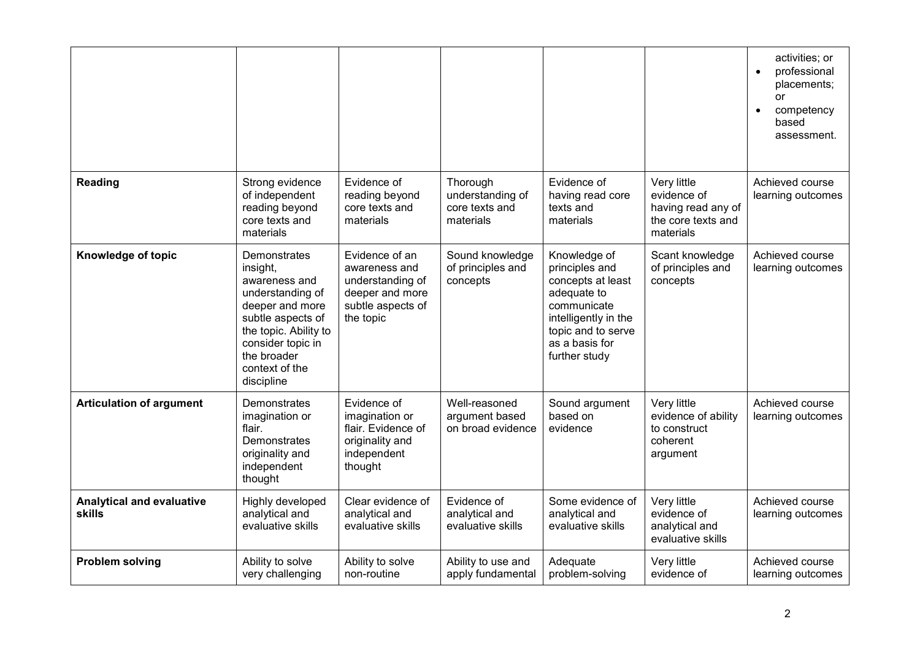| | | | | | | |
|---|---|---|---|---|---|---|
| | | | | | | activities; or<br>• professional placements; or<br>• competency based assessment. |
| **Reading** | Strong evidence of independent reading beyond core texts and materials | Evidence of reading beyond core texts and materials | Thorough understanding of core texts and materials | Evidence of having read core texts and materials | Very little evidence of having read any of the core texts and materials | Achieved course learning outcomes |
| **Knowledge of topic** | Demonstrates insight, awareness and understanding of deeper and more subtle aspects of the topic. Ability to consider topic in the broader context of the discipline | Evidence of an awareness and understanding of deeper and more subtle aspects of the topic | Sound knowledge of principles and concepts | Knowledge of principles and concepts at least adequate to communicate intelligently in the topic and to serve as a basis for further study | Scant knowledge of principles and concepts | Achieved course learning outcomes |
| **Articulation of argument** | Demonstrates imagination or flair. Demonstrates originality and independent thought | Evidence of imagination or flair. Evidence of originality and independent thought | Well-reasoned argument based on broad evidence | Sound argument based on evidence | Very little evidence of ability to construct coherent argument | Achieved course learning outcomes |
| **Analytical and evaluative skills** | Highly developed analytical and evaluative skills | Clear evidence of analytical and evaluative skills | Evidence of analytical and evaluative skills | Some evidence of analytical and evaluative skills | Very little evidence of analytical and evaluative skills | Achieved course learning outcomes |
| **Problem solving** | Ability to solve very challenging | Ability to solve non-routine | Ability to use and apply fundamental | Adequate problem-solving | Very little evidence of | Achieved course learning outcomes |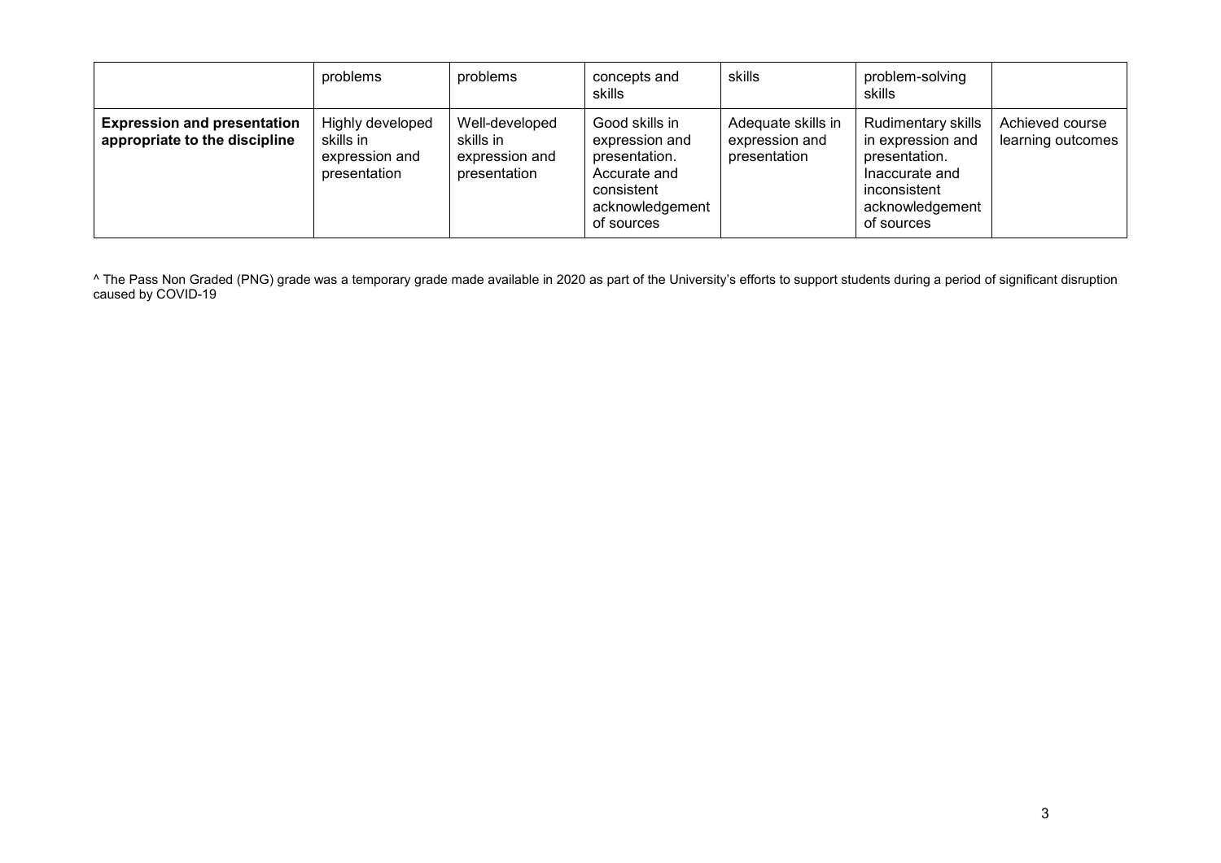| | problems | problems | concepts and skills | skills | problem-solving skills | |
|---|---|---|---|---|---|---|
| **Expression and presentation appropriate to the discipline** | Highly developed skills in expression and presentation | Well-developed skills in expression and presentation | Good skills in expression and presentation. Accurate and consistent acknowledgement of sources | Adequate skills in expression and presentation | Rudimentary skills in expression and presentation. Inaccurate and inconsistent acknowledgement of sources | Achieved course learning outcomes |

^ The Pass Non Graded (PNG) grade was a temporary grade made available in 2020 as part of the University's efforts to support students during a period of significant disruption caused by COVID-19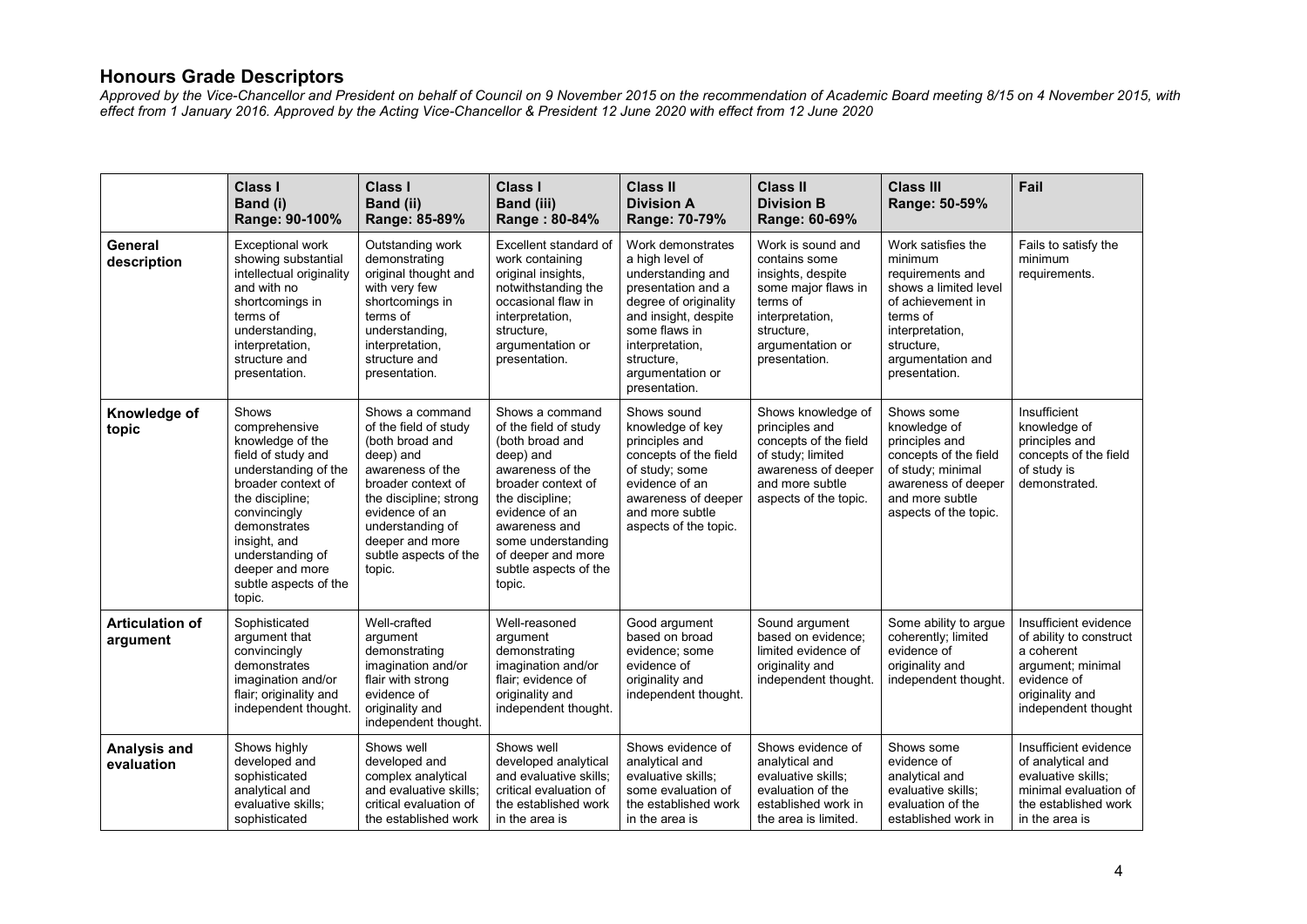## Honours Grade Descriptors

*Approved by the Vice-Chancellor and President on behalf of Council on 9 November 2015 on the recommendation of Academic Board meeting 8/15 on 4 November 2015, with effect from 1 January 2016. Approved by the Acting Vice-Chancellor & President 12 June 2020 with effect from 12 June 2020*

| | **Class I Band (i) Range: 90-100%** | **Class I Band (ii) Range: 85-89%** | **Class I Band (iii) Range : 80-84%** | **Class II Division A Range: 70-79%** | **Class II Division B Range: 60-69%** | **Class III Range: 50-59%** | **Fail** |
|---|---|---|---|---|---|---|---|
| **General description** | Exceptional work showing substantial intellectual originality and with no shortcomings in terms of understanding, interpretation, structure and presentation. | Outstanding work demonstrating original thought and with very few shortcomings in terms of understanding, interpretation, structure and presentation. | Excellent standard of work containing original insights, notwithstanding the occasional flaw in interpretation, structure, argumentation or presentation. | Work demonstrates a high level of understanding and presentation and a degree of originality and insight, despite some flaws in interpretation, structure, argumentation or presentation. | Work is sound and contains some insights, despite some major flaws in terms of interpretation, structure, argumentation or presentation. | Work satisfies the minimum requirements and shows a limited level of achievement in terms of interpretation, structure, argumentation and presentation. | Fails to satisfy the minimum requirements. |
| **Knowledge of topic** | Shows comprehensive knowledge of the field of study and understanding of the broader context of the discipline; convincingly demonstrates insight, and understanding of deeper and more subtle aspects of the topic. | Shows a command of the field of study (both broad and deep) and awareness of the broader context of the discipline; strong evidence of an understanding of deeper and more subtle aspects of the topic. | Shows a command of the field of study (both broad and deep) and awareness of the broader context of the discipline; evidence of an awareness and some understanding of deeper and more subtle aspects of the topic. | Shows sound knowledge of key principles and concepts of the field of study; some evidence of an awareness of deeper and more subtle aspects of the topic. | Shows knowledge of principles and concepts of the field of study; limited awareness of deeper and more subtle aspects of the topic. | Shows some knowledge of principles and concepts of the field of study; minimal awareness of deeper and more subtle aspects of the topic. | Insufficient knowledge of principles and concepts of the field of study is demonstrated. |
| **Articulation of argument** | Sophisticated argument that convincingly demonstrates imagination and/or flair; originality and independent thought. | Well-crafted argument demonstrating imagination and/or flair with strong evidence of originality and independent thought. | Well-reasoned argument demonstrating imagination and/or flair; evidence of originality and independent thought. | Good argument based on broad evidence; some evidence of originality and independent thought. | Sound argument based on evidence; limited evidence of originality and independent thought. | Some ability to argue coherently; limited evidence of originality and independent thought. | Insufficient evidence of ability to construct a coherent argument; minimal evidence of originality and independent thought |
| **Analysis and evaluation** | Shows highly developed and sophisticated analytical and evaluative skills; sophisticated | Shows well developed and complex analytical and evaluative skills; critical evaluation of the established work | Shows well developed analytical and evaluative skills; critical evaluation of the established work in the area is | Shows evidence of analytical and evaluative skills; some evaluation of the established work in the area is | Shows evidence of analytical and evaluative skills; evaluation of the established work in the area is limited. | Shows some evidence of analytical and evaluative skills; evaluation of the established work in | Insufficient evidence of analytical and evaluative skills; minimal evaluation of the established work in the area is |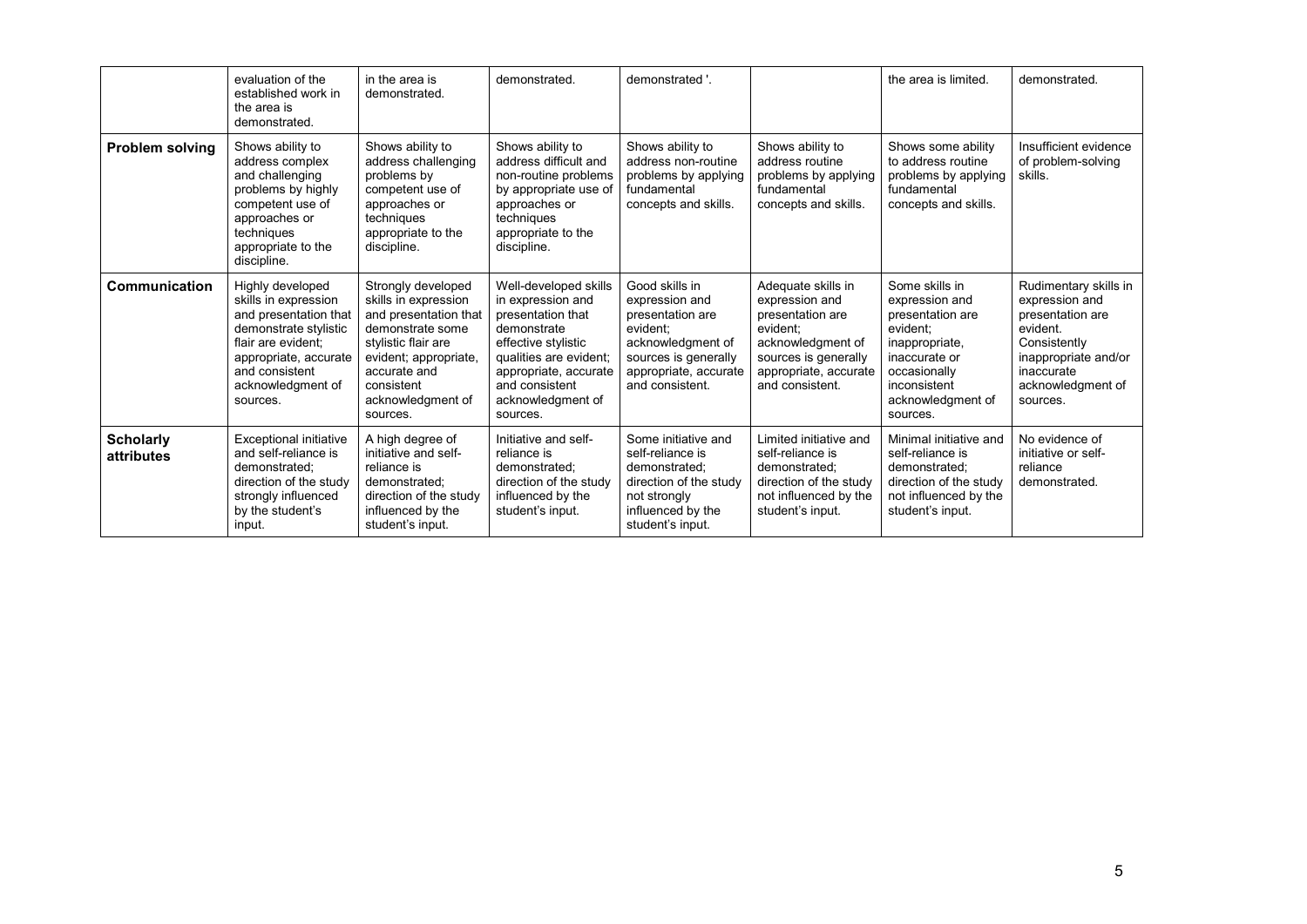| | | | | | | | |
|---|---|---|---|---|---|---|---|
| | evaluation of the established work in the area is demonstrated. | in the area is demonstrated. | demonstrated. | demonstrated '. | | the area is limited. | demonstrated. |
| **Problem solving** | Shows ability to address complex and challenging problems by highly competent use of approaches or techniques appropriate to the discipline. | Shows ability to address challenging problems by competent use of approaches or techniques appropriate to the discipline. | Shows ability to address difficult and non-routine problems by appropriate use of approaches or techniques appropriate to the discipline. | Shows ability to address non-routine problems by applying fundamental concepts and skills. | Shows ability to address routine problems by applying fundamental concepts and skills. | Shows some ability to address routine problems by applying fundamental concepts and skills. | Insufficient evidence of problem-solving skills. |
| **Communication** | Highly developed skills in expression and presentation that demonstrate stylistic flair are evident; appropriate, accurate and consistent acknowledgment of sources. | Strongly developed skills in expression and presentation that demonstrate some stylistic flair are evident; appropriate, accurate and consistent acknowledgment of sources. | Well-developed skills in expression and presentation that demonstrate effective stylistic qualities are evident; appropriate, accurate and consistent acknowledgment of sources. | Good skills in expression and presentation are evident; acknowledgment of sources is generally appropriate, accurate and consistent. | Adequate skills in expression and presentation are evident; acknowledgment of sources is generally appropriate, accurate and consistent. | Some skills in expression and presentation are evident; inappropriate, inaccurate or occasionally inconsistent acknowledgment of sources. | Rudimentary skills in expression and presentation are evident. Consistently inappropriate and/or inaccurate acknowledgment of sources. |
| **Scholarly attributes** | Exceptional initiative and self-reliance is demonstrated; direction of the study strongly influenced by the student's input. | A high degree of initiative and self-reliance is demonstrated; direction of the study influenced by the student's input. | Initiative and self-reliance is demonstrated; direction of the study influenced by the student's input. | Some initiative and self-reliance is demonstrated; direction of the study not strongly influenced by the student's input. | Limited initiative and self-reliance is demonstrated; direction of the study not influenced by the student's input. | Minimal initiative and self-reliance is demonstrated; direction of the study not influenced by the student's input. | No evidence of initiative or self-reliance demonstrated. |